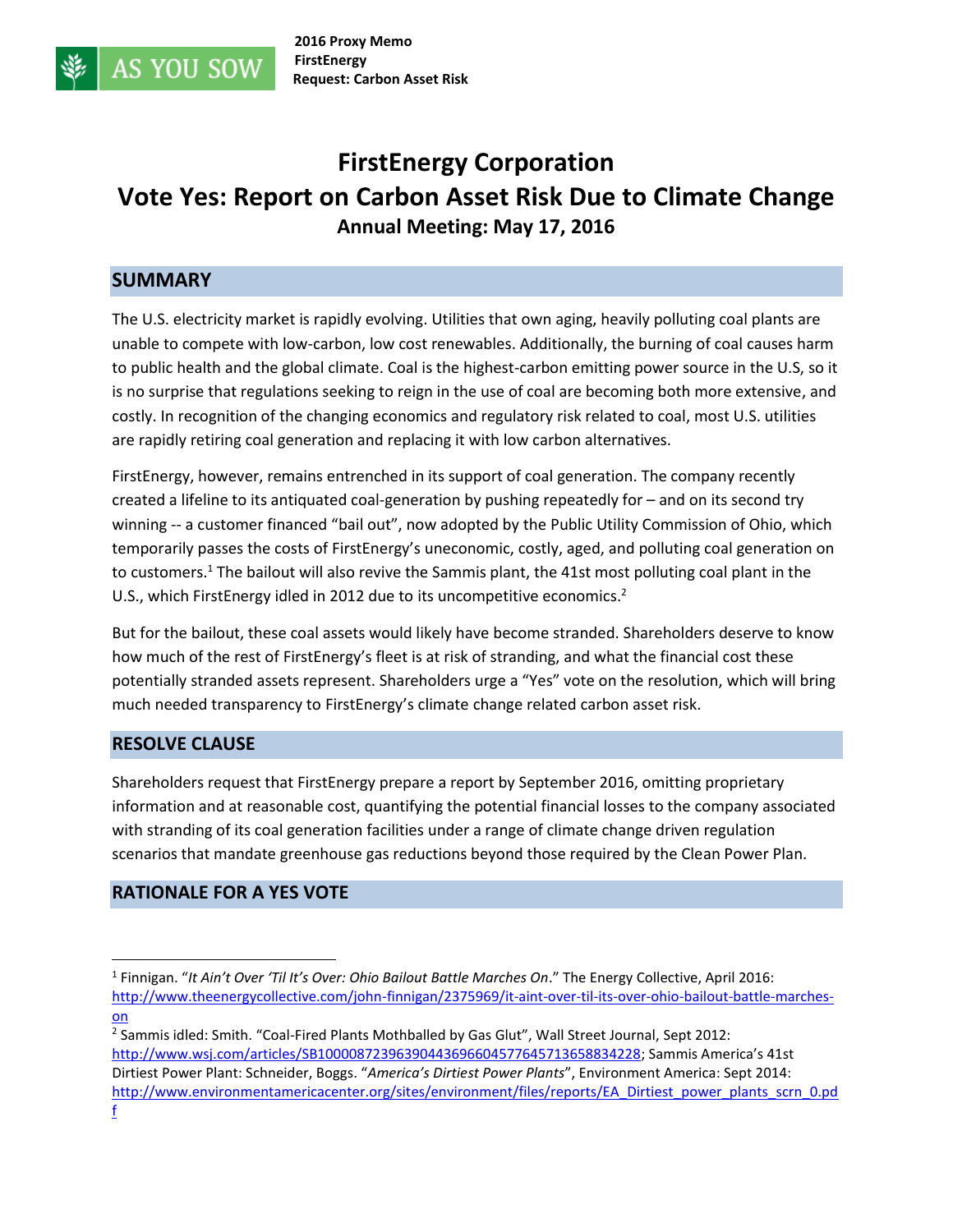2016 Proxy Memo
FirstEnergy
Request: Carbon Asset Risk

# FirstEnergy Corporation
# Vote Yes: Report on Carbon Asset Risk Due to Climate Change
### Annual Meeting: May 17, 2016

## SUMMARY

The U.S. electricity market is rapidly evolving. Utilities that own aging, heavily polluting coal plants are unable to compete with low-carbon, low cost renewables. Additionally, the burning of coal causes harm to public health and the global climate. Coal is the highest-carbon emitting power source in the U.S, so it is no surprise that regulations seeking to reign in the use of coal are becoming both more extensive, and costly. In recognition of the changing economics and regulatory risk related to coal, most U.S. utilities are rapidly retiring coal generation and replacing it with low carbon alternatives.

FirstEnergy, however, remains entrenched in its support of coal generation. The company recently created a lifeline to its antiquated coal-generation by pushing repeatedly for – and on its second try winning -- a customer financed "bail out", now adopted by the Public Utility Commission of Ohio, which temporarily passes the costs of FirstEnergy's uneconomic, costly, aged, and polluting coal generation on to customers.[1] The bailout will also revive the Sammis plant, the 41st most polluting coal plant in the U.S., which FirstEnergy idled in 2012 due to its uncompetitive economics.[2]

But for the bailout, these coal assets would likely have become stranded. Shareholders deserve to know how much of the rest of FirstEnergy's fleet is at risk of stranding, and what the financial cost these potentially stranded assets represent. Shareholders urge a "Yes" vote on the resolution, which will bring much needed transparency to FirstEnergy's climate change related carbon asset risk.

## RESOLVE CLAUSE

Shareholders request that FirstEnergy prepare a report by September 2016, omitting proprietary information and at reasonable cost, quantifying the potential financial losses to the company associated with stranding of its coal generation facilities under a range of climate change driven regulation scenarios that mandate greenhouse gas reductions beyond those required by the Clean Power Plan.

## RATIONALE FOR A YES VOTE

---

[1] Finnigan. "*It Ain't Over 'Til It's Over: Ohio Bailout Battle Marches On*." The Energy Collective, April 2016: http://www.theenergycollective.com/john-finnigan/2375969/it-aint-over-til-its-over-ohio-bailout-battle-marches-on

[2] Sammis idled: Smith. "Coal-Fired Plants Mothballed by Gas Glut", Wall Street Journal, Sept 2012: http://www.wsj.com/articles/SB10000872396390443696604577645713658834228; Sammis America's 41st Dirtiest Power Plant: Schneider, Boggs. "*America's Dirtiest Power Plants*", Environment America: Sept 2014: http://www.environmentamericacenter.org/sites/environment/files/reports/EA_Dirtiest_power_plants_scrn_0.pdf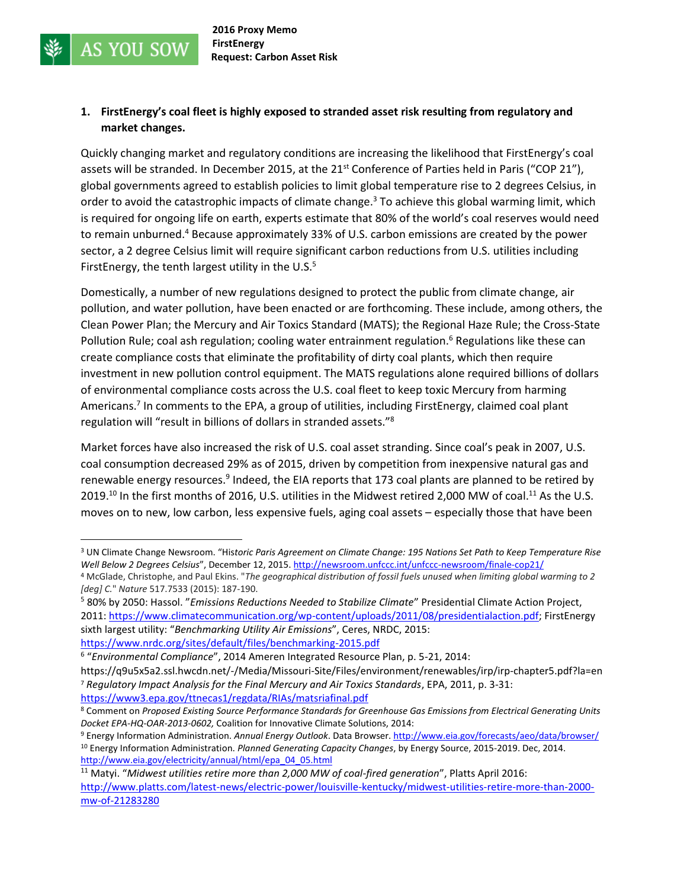1. **FirstEnergy's coal fleet is highly exposed to stranded asset risk resulting from regulatory and market changes.**

Quickly changing market and regulatory conditions are increasing the likelihood that FirstEnergy's coal assets will be stranded. In December 2015, at the 21st Conference of Parties held in Paris ("COP 21"), global governments agreed to establish policies to limit global temperature rise to 2 degrees Celsius, in order to avoid the catastrophic impacts of climate change.[3] To achieve this global warming limit, which is required for ongoing life on earth, experts estimate that 80% of the world's coal reserves would need to remain unburned.[4] Because approximately 33% of U.S. carbon emissions are created by the power sector, a 2 degree Celsius limit will require significant carbon reductions from U.S. utilities including FirstEnergy, the tenth largest utility in the U.S.[5]

Domestically, a number of new regulations designed to protect the public from climate change, air pollution, and water pollution, have been enacted or are forthcoming. These include, among others, the Clean Power Plan; the Mercury and Air Toxics Standard (MATS); the Regional Haze Rule; the Cross-State Pollution Rule; coal ash regulation; cooling water entrainment regulation.[6] Regulations like these can create compliance costs that eliminate the profitability of dirty coal plants, which then require investment in new pollution control equipment. The MATS regulations alone required billions of dollars of environmental compliance costs across the U.S. coal fleet to keep toxic Mercury from harming Americans.[7] In comments to the EPA, a group of utilities, including FirstEnergy, claimed coal plant regulation will "result in billions of dollars in stranded assets."[8]

Market forces have also increased the risk of U.S. coal asset stranding. Since coal's peak in 2007, U.S. coal consumption decreased 29% as of 2015, driven by competition from inexpensive natural gas and renewable energy resources.[9] Indeed, the EIA reports that 173 coal plants are planned to be retired by 2019.[10] In the first months of 2016, U.S. utilities in the Midwest retired 2,000 MW of coal.[11] As the U.S. moves on to new, low carbon, less expensive fuels, aging coal assets – especially those that have been

---

[3] UN Climate Change Newsroom. "*Historic Paris Agreement on Climate Change: 195 Nations Set Path to Keep Temperature Rise Well Below 2 Degrees Celsius*", December 12, 2015. http://newsroom.unfccc.int/unfccc-newsroom/finale-cop21/

[4] McGlade, Christophe, and Paul Ekins. "*The geographical distribution of fossil fuels unused when limiting global warming to 2 [deg] C.*" *Nature* 517.7533 (2015): 187-190.

[5] 80% by 2050: Hassol. "*Emissions Reductions Needed to Stabilize Climate*" Presidential Climate Action Project, 2011: https://www.climatecommunication.org/wp-content/uploads/2011/08/presidentialaction.pdf; FirstEnergy sixth largest utility: "*Benchmarking Utility Air Emissions*", Ceres, NRDC, 2015: https://www.nrdc.org/sites/default/files/benchmarking-2015.pdf

[6] "*Environmental Compliance*", 2014 Ameren Integrated Resource Plan, p. 5-21, 2014: https://q9u5x5a2.ssl.hwcdn.net/-/Media/Missouri-Site/Files/environment/renewables/irp/irp-chapter5.pdf?la=en

[7] *Regulatory Impact Analysis for the Final Mercury and Air Toxics Standards*, EPA, 2011, p. 3-31: https://www3.epa.gov/ttnecas1/regdata/RIAs/matsriafinal.pdf

[8] Comment on *Proposed Existing Source Performance Standards for Greenhouse Gas Emissions from Electrical Generating Units Docket EPA-HQ-OAR-2013-0602,* Coalition for Innovative Climate Solutions, 2014:

[9] Energy Information Administration. *Annual Energy Outlook*. Data Browser. http://www.eia.gov/forecasts/aeo/data/browser/

[10] Energy Information Administration. *Planned Generating Capacity Changes*, by Energy Source, 2015-2019. Dec, 2014. http://www.eia.gov/electricity/annual/html/epa_04_05.html

[11] Matyi. "*Midwest utilities retire more than 2,000 MW of coal-fired generation*", Platts April 2016: http://www.platts.com/latest-news/electric-power/louisville-kentucky/midwest-utilities-retire-more-than-2000-mw-of-21283280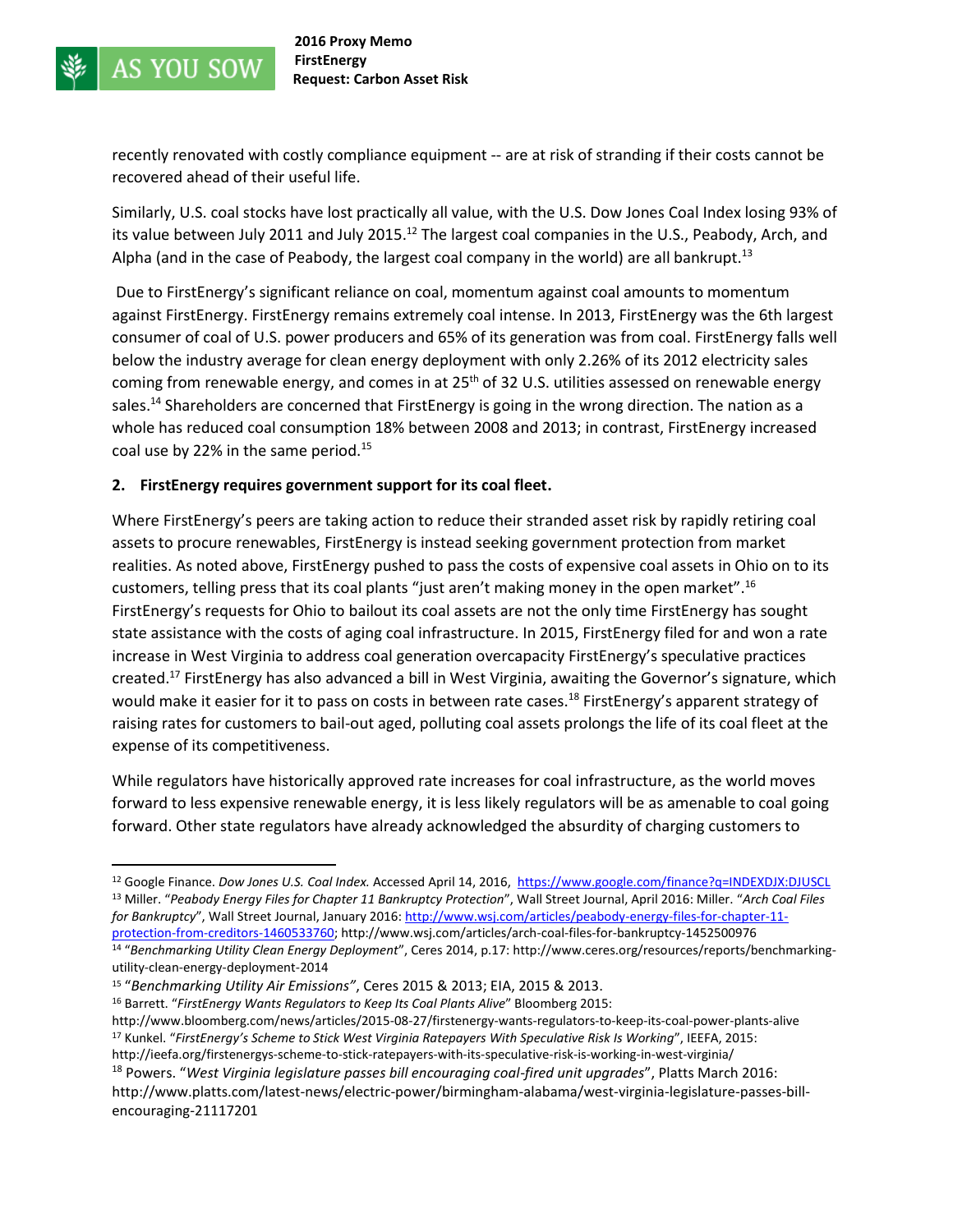recently renovated with costly compliance equipment -- are at risk of stranding if their costs cannot be recovered ahead of their useful life.

Similarly, U.S. coal stocks have lost practically all value, with the U.S. Dow Jones Coal Index losing 93% of its value between July 2011 and July 2015.[12] The largest coal companies in the U.S., Peabody, Arch, and Alpha (and in the case of Peabody, the largest coal company in the world) are all bankrupt.[13]

Due to FirstEnergy's significant reliance on coal, momentum against coal amounts to momentum against FirstEnergy. FirstEnergy remains extremely coal intense. In 2013, FirstEnergy was the 6th largest consumer of coal of U.S. power producers and 65% of its generation was from coal. FirstEnergy falls well below the industry average for clean energy deployment with only 2.26% of its 2012 electricity sales coming from renewable energy, and comes in at 25th of 32 U.S. utilities assessed on renewable energy sales.[14] Shareholders are concerned that FirstEnergy is going in the wrong direction. The nation as a whole has reduced coal consumption 18% between 2008 and 2013; in contrast, FirstEnergy increased coal use by 22% in the same period.[15]

**2. FirstEnergy requires government support for its coal fleet.**

Where FirstEnergy's peers are taking action to reduce their stranded asset risk by rapidly retiring coal assets to procure renewables, FirstEnergy is instead seeking government protection from market realities. As noted above, FirstEnergy pushed to pass the costs of expensive coal assets in Ohio on to its customers, telling press that its coal plants "just aren't making money in the open market".[16] FirstEnergy's requests for Ohio to bailout its coal assets are not the only time FirstEnergy has sought state assistance with the costs of aging coal infrastructure. In 2015, FirstEnergy filed for and won a rate increase in West Virginia to address coal generation overcapacity FirstEnergy's speculative practices created.[17] FirstEnergy has also advanced a bill in West Virginia, awaiting the Governor's signature, which would make it easier for it to pass on costs in between rate cases.[18] FirstEnergy's apparent strategy of raising rates for customers to bail-out aged, polluting coal assets prolongs the life of its coal fleet at the expense of its competitiveness.

While regulators have historically approved rate increases for coal infrastructure, as the world moves forward to less expensive renewable energy, it is less likely regulators will be as amenable to coal going forward. Other state regulators have already acknowledged the absurdity of charging customers to

---

[12] Google Finance. *Dow Jones U.S. Coal Index.* Accessed April 14, 2016, https://www.google.com/finance?q=INDEXDJX:DJUSCL

[13] Miller. "*Peabody Energy Files for Chapter 11 Bankruptcy Protection*", Wall Street Journal, April 2016: Miller. "*Arch Coal Files for Bankruptcy*", Wall Street Journal, January 2016: http://www.wsj.com/articles/peabody-energy-files-for-chapter-11-protection-from-creditors-1460533760; http://www.wsj.com/articles/arch-coal-files-for-bankruptcy-1452500976

[14] "*Benchmarking Utility Clean Energy Deployment*", Ceres 2014, p.17: http://www.ceres.org/resources/reports/benchmarking-utility-clean-energy-deployment-2014

[15] "*Benchmarking Utility Air Emissions"*, Ceres 2015 & 2013; EIA, 2015 & 2013.

[16] Barrett. "*FirstEnergy Wants Regulators to Keep Its Coal Plants Alive*" Bloomberg 2015: http://www.bloomberg.com/news/articles/2015-08-27/firstenergy-wants-regulators-to-keep-its-coal-power-plants-alive

[17] Kunkel. "*FirstEnergy's Scheme to Stick West Virginia Ratepayers With Speculative Risk Is Working*", IEEFA, 2015: http://ieefa.org/firstenergys-scheme-to-stick-ratepayers-with-its-speculative-risk-is-working-in-west-virginia/

[18] Powers. "*West Virginia legislature passes bill encouraging coal-fired unit upgrades*", Platts March 2016: http://www.platts.com/latest-news/electric-power/birmingham-alabama/west-virginia-legislature-passes-bill-encouraging-21117201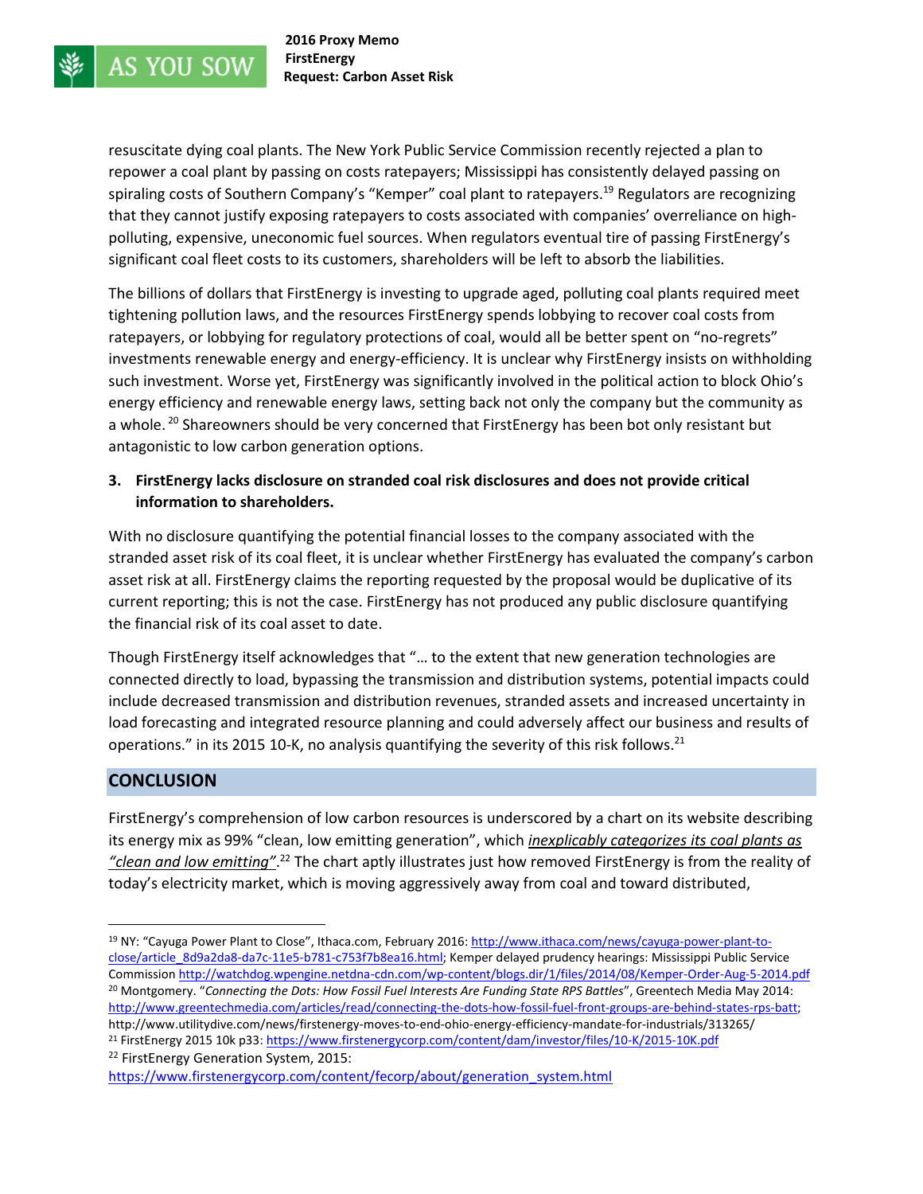resuscitate dying coal plants. The New York Public Service Commission recently rejected a plan to repower a coal plant by passing on costs ratepayers; Mississippi has consistently delayed passing on spiraling costs of Southern Company's "Kemper" coal plant to ratepayers.[19] Regulators are recognizing that they cannot justify exposing ratepayers to costs associated with companies' overreliance on high-polluting, expensive, uneconomic fuel sources. When regulators eventual tire of passing FirstEnergy's significant coal fleet costs to its customers, shareholders will be left to absorb the liabilities.

The billions of dollars that FirstEnergy is investing to upgrade aged, polluting coal plants required meet tightening pollution laws, and the resources FirstEnergy spends lobbying to recover coal costs from ratepayers, or lobbying for regulatory protections of coal, would all be better spent on "no-regrets" investments renewable energy and energy-efficiency. It is unclear why FirstEnergy insists on withholding such investment. Worse yet, FirstEnergy was significantly involved in the political action to block Ohio's energy efficiency and renewable energy laws, setting back not only the company but the community as a whole.[20] Shareowners should be very concerned that FirstEnergy has been bot only resistant but antagonistic to low carbon generation options.

**3. FirstEnergy lacks disclosure on stranded coal risk disclosures and does not provide critical information to shareholders.**

With no disclosure quantifying the potential financial losses to the company associated with the stranded asset risk of its coal fleet, it is unclear whether FirstEnergy has evaluated the company's carbon asset risk at all. FirstEnergy claims the reporting requested by the proposal would be duplicative of its current reporting; this is not the case. FirstEnergy has not produced any public disclosure quantifying the financial risk of its coal asset to date.

Though FirstEnergy itself acknowledges that "… to the extent that new generation technologies are connected directly to load, bypassing the transmission and distribution systems, potential impacts could include decreased transmission and distribution revenues, stranded assets and increased uncertainty in load forecasting and integrated resource planning and could adversely affect our business and results of operations." in its 2015 10-K, no analysis quantifying the severity of this risk follows.[21]

## CONCLUSION

FirstEnergy's comprehension of low carbon resources is underscored by a chart on its website describing its energy mix as 99% "clean, low emitting generation", which ***inexplicably categorizes its coal plants as "clean and low emitting"***.[22] The chart aptly illustrates just how removed FirstEnergy is from the reality of today's electricity market, which is moving aggressively away from coal and toward distributed,

---

[19] NY: "Cayuga Power Plant to Close", Ithaca.com, February 2016: http://www.ithaca.com/news/cayuga-power-plant-to-close/article_8d9a2da8-da7c-11e5-b781-c753f7b8ea16.html; Kemper delayed prudency hearings: Mississippi Public Service Commission http://watchdog.wpengine.netdna-cdn.com/wp-content/blogs.dir/1/files/2014/08/Kemper-Order-Aug-5-2014.pdf

[20] Montgomery. "*Connecting the Dots: How Fossil Fuel Interests Are Funding State RPS Battles*", Greentech Media May 2014: http://www.greentechmedia.com/articles/read/connecting-the-dots-how-fossil-fuel-front-groups-are-behind-states-rps-batt; http://www.utilitydive.com/news/firstenergy-moves-to-end-ohio-energy-efficiency-mandate-for-industrials/313265/

[21] FirstEnergy 2015 10k p33: https://www.firstenergycorp.com/content/dam/investor/files/10-K/2015-10K.pdf

[22] FirstEnergy Generation System, 2015: https://www.firstenergycorp.com/content/fecorp/about/generation_system.html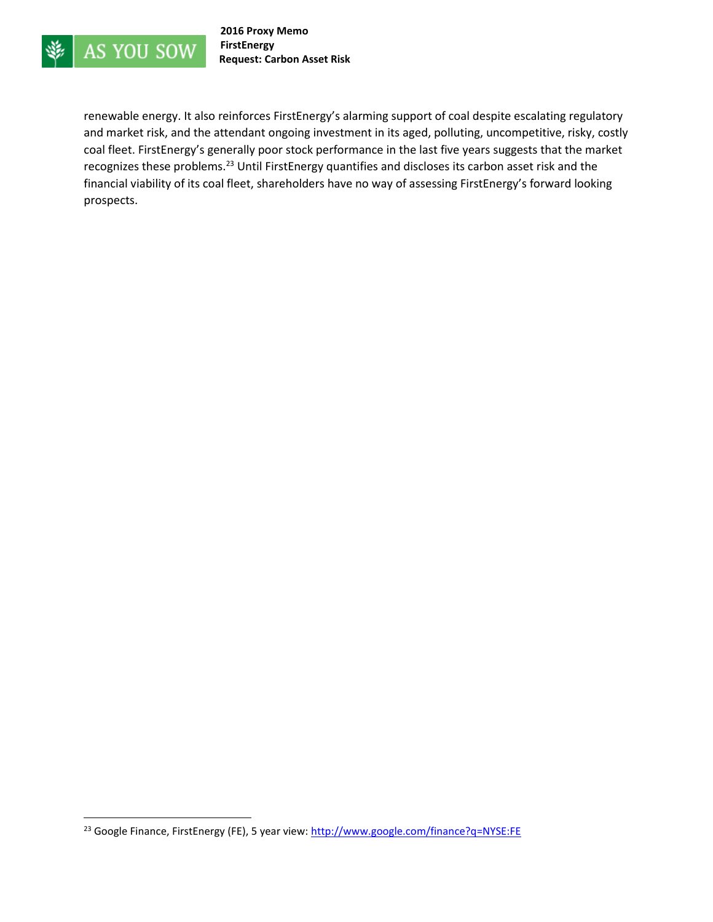renewable energy. It also reinforces FirstEnergy's alarming support of coal despite escalating regulatory and market risk, and the attendant ongoing investment in its aged, polluting, uncompetitive, risky, costly coal fleet. FirstEnergy's generally poor stock performance in the last five years suggests that the market recognizes these problems.[23] Until FirstEnergy quantifies and discloses its carbon asset risk and the financial viability of its coal fleet, shareholders have no way of assessing FirstEnergy's forward looking prospects.

---

[23] Google Finance, FirstEnergy (FE), 5 year view: http://www.google.com/finance?q=NYSE:FE